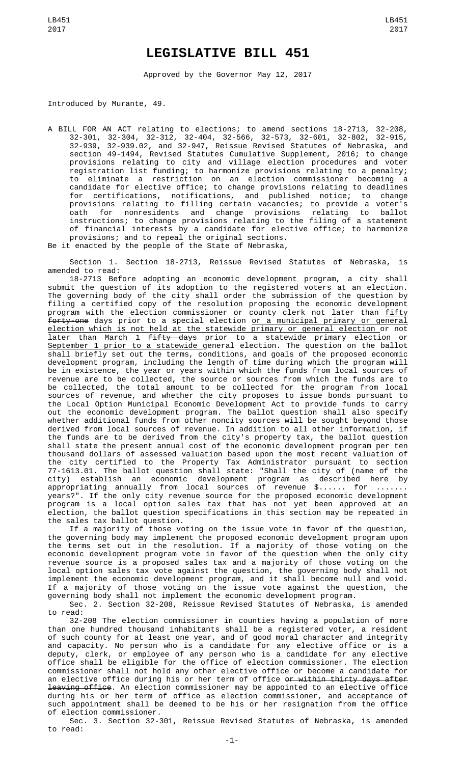# LEGISLATIVE BILL 451

Approved by the Governor May 12, 2017

Introduced by Murante, 49.

A BILL FOR AN ACT relating to elections; to amend sections 18-2713, 32-208, 32-301, 32-304, 32-312, 32-404, 32-566, 32-573, 32-601, 32-802, 32-915, 32-939, 32-939.02, and 32-947, Reissue Revised Statutes of Nebraska, and section 49-1494, Revised Statutes Cumulative Supplement, 2016; to change provisions relating to city and village election procedures and voter registration list funding; to harmonize provisions relating to a penalty; to eliminate a restriction on an election commissioner becoming a candidate for elective office; to change provisions relating to deadlines for certifications, notifications, and published notice; to change provisions relating to filling certain vacancies; to provide a voter's oath for nonresidents and change provisions relating to ballot instructions; to change provisions relating to the filing of a statement of financial interests by a candidate for elective office; to harmonize provisions; and to repeal the original sections.

Be it enacted by the people of the State of Nebraska,

Section 1. Section 18-2713, Reissue Revised Statutes of Nebraska, is amended to read:

18-2713 Before adopting an economic development program, a city shall submit the question of its adoption to the registered voters at an election. The governing body of the city shall order the submission of the question by filing a certified copy of the resolution proposing the economic development program with the election commissioner or county clerk not later than fifty ~~forty-one~~ days prior to a special election or a municipal primary or general election which is not held at the statewide primary or general election or not later than March 1 ~~fifty days~~ prior to a statewide primary election or September 1 prior to a statewide general election. The question on the ballot shall briefly set out the terms, conditions, and goals of the proposed economic development program, including the length of time during which the program will be in existence, the year or years within which the funds from local sources of revenue are to be collected, the source or sources from which the funds are to be collected, the total amount to be collected for the program from local sources of revenue, and whether the city proposes to issue bonds pursuant to the Local Option Municipal Economic Development Act to provide funds to carry out the economic development program. The ballot question shall also specify whether additional funds from other noncity sources will be sought beyond those derived from local sources of revenue. In addition to all other information, if the funds are to be derived from the city's property tax, the ballot question shall state the present annual cost of the economic development program per ten thousand dollars of assessed valuation based upon the most recent valuation of the city certified to the Property Tax Administrator pursuant to section 77-1613.01. The ballot question shall state: "Shall the city of (name of the city) establish an economic development program as described here by appropriating annually from local sources of revenue $...... for ....... years?". If the only city revenue source for the proposed economic development program is a local option sales tax that has not yet been approved at an election, the ballot question specifications in this section may be repeated in the sales tax ballot question.

If a majority of those voting on the issue vote in favor of the question, the governing body may implement the proposed economic development program upon the terms set out in the resolution. If a majority of those voting on the economic development program vote in favor of the question when the only city revenue source is a proposed sales tax and a majority of those voting on the local option sales tax vote against the question, the governing body shall not implement the economic development program, and it shall become null and void. If a majority of those voting on the issue vote against the question, the governing body shall not implement the economic development program.

Sec. 2. Section 32-208, Reissue Revised Statutes of Nebraska, is amended to read:

32-208 The election commissioner in counties having a population of more than one hundred thousand inhabitants shall be a registered voter, a resident of such county for at least one year, and of good moral character and integrity and capacity. No person who is a candidate for any elective office or is a deputy, clerk, or employee of any person who is a candidate for any elective office shall be eligible for the office of election commissioner. The election commissioner shall not hold any other elective office or become a candidate for an elective office during his or her term of office ~~or within thirty days after leaving office~~. An election commissioner may be appointed to an elective office during his or her term of office as election commissioner, and acceptance of such appointment shall be deemed to be his or her resignation from the office of election commissioner.

Sec. 3. Section 32-301, Reissue Revised Statutes of Nebraska, is amended to read: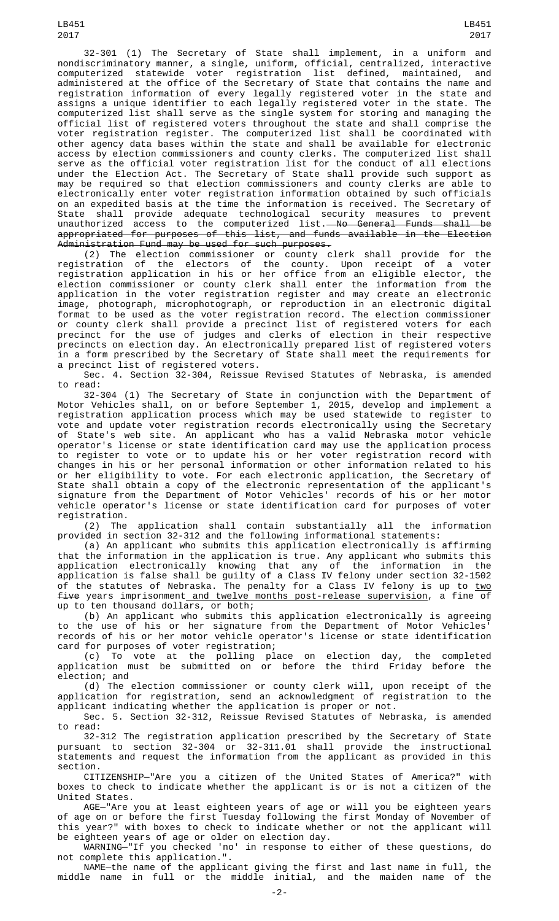32-301 (1) The Secretary of State shall implement, in a uniform and nondiscriminatory manner, a single, uniform, official, centralized, interactive computerized statewide voter registration list defined, maintained, and administered at the office of the Secretary of State that contains the name and registration information of every legally registered voter in the state and assigns a unique identifier to each legally registered voter in the state. The computerized list shall serve as the single system for storing and managing the official list of registered voters throughout the state and shall comprise the voter registration register. The computerized list shall be coordinated with other agency data bases within the state and shall be available for electronic access by election commissioners and county clerks. The computerized list shall serve as the official voter registration list for the conduct of all elections under the Election Act. The Secretary of State shall provide such support as may be required so that election commissioners and county clerks are able to electronically enter voter registration information obtained by such officials on an expedited basis at the time the information is received. The Secretary of State shall provide adequate technological security measures to prevent unauthorized access to the computerized list. ~~No General Funds shall be appropriated for purposes of this list, and funds available in the Election Administration Fund may be used for such purposes.~~

(2) The election commissioner or county clerk shall provide for the registration of the electors of the county. Upon receipt of a voter registration application in his or her office from an eligible elector, the election commissioner or county clerk shall enter the information from the application in the voter registration register and may create an electronic image, photograph, microphotograph, or reproduction in an electronic digital format to be used as the voter registration record. The election commissioner or county clerk shall provide a precinct list of registered voters for each precinct for the use of judges and clerks of election in their respective precincts on election day. An electronically prepared list of registered voters in a form prescribed by the Secretary of State shall meet the requirements for a precinct list of registered voters.

Sec. 4. Section 32-304, Reissue Revised Statutes of Nebraska, is amended to read:

32-304 (1) The Secretary of State in conjunction with the Department of Motor Vehicles shall, on or before September 1, 2015, develop and implement a registration application process which may be used statewide to register to vote and update voter registration records electronically using the Secretary of State's web site. An applicant who has a valid Nebraska motor vehicle operator's license or state identification card may use the application process to register to vote or to update his or her voter registration record with changes in his or her personal information or other information related to his or her eligibility to vote. For each electronic application, the Secretary of State shall obtain a copy of the electronic representation of the applicant's signature from the Department of Motor Vehicles' records of his or her motor vehicle operator's license or state identification card for purposes of voter registration.

(2) The application shall contain substantially all the information provided in section 32-312 and the following informational statements:

(a) An applicant who submits this application electronically is affirming that the information in the application is true. Any applicant who submits this application electronically knowing that any of the information in the application is false shall be guilty of a Class IV felony under section 32-1502 of the statutes of Nebraska. The penalty for a Class IV felony is up to <u>two</u> ~~five~~ years imprisonment <u>and twelve months post-release supervision</u>, a fine of up to ten thousand dollars, or both;

(b) An applicant who submits this application electronically is agreeing to the use of his or her signature from the Department of Motor Vehicles' records of his or her motor vehicle operator's license or state identification card for purposes of voter registration;

(c) To vote at the polling place on election day, the completed application must be submitted on or before the third Friday before the election; and

(d) The election commissioner or county clerk will, upon receipt of the application for registration, send an acknowledgment of registration to the applicant indicating whether the application is proper or not.

Sec. 5. Section 32-312, Reissue Revised Statutes of Nebraska, is amended to read:

32-312 The registration application prescribed by the Secretary of State pursuant to section 32-304 or 32-311.01 shall provide the instructional statements and request the information from the applicant as provided in this section.

CITIZENSHIP—"Are you a citizen of the United States of America?" with boxes to check to indicate whether the applicant is or is not a citizen of the United States.

AGE—"Are you at least eighteen years of age or will you be eighteen years of age on or before the first Tuesday following the first Monday of November of this year?" with boxes to check to indicate whether or not the applicant will be eighteen years of age or older on election day.

WARNING—"If you checked 'no' in response to either of these questions, do not complete this application.".

NAME—the name of the applicant giving the first and last name in full, the middle name in full or the middle initial, and the maiden name of the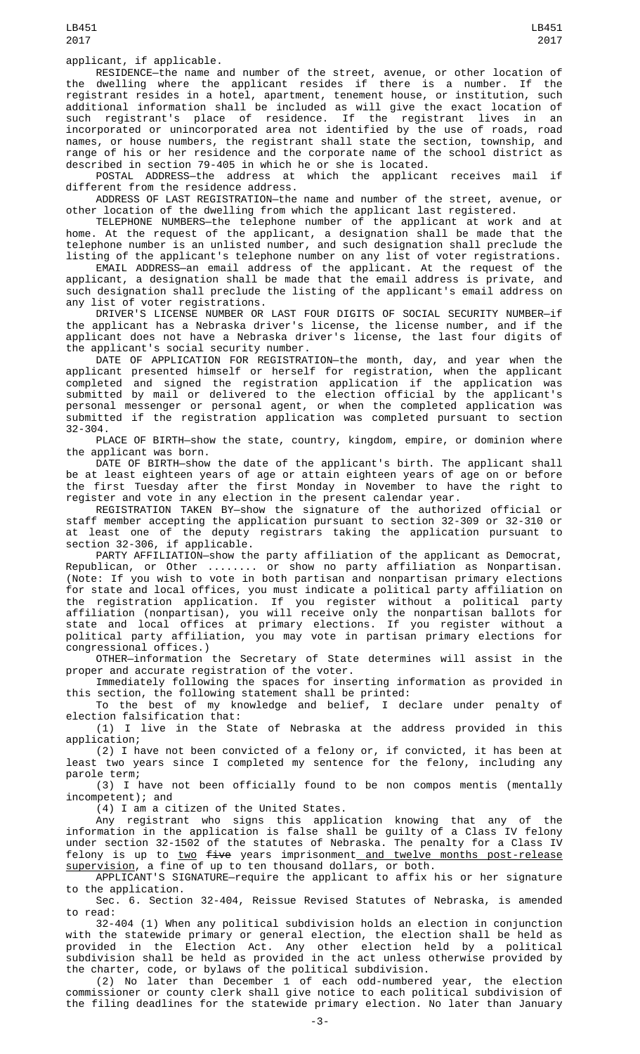applicant, if applicable.

RESIDENCE—the name and number of the street, avenue, or other location of the dwelling where the applicant resides if there is a number. If the registrant resides in a hotel, apartment, tenement house, or institution, such additional information shall be included as will give the exact location of such registrant's place of residence. If the registrant lives in an incorporated or unincorporated area not identified by the use of roads, road names, or house numbers, the registrant shall state the section, township, and range of his or her residence and the corporate name of the school district as described in section 79-405 in which he or she is located.

POSTAL ADDRESS—the address at which the applicant receives mail if different from the residence address.

ADDRESS OF LAST REGISTRATION—the name and number of the street, avenue, or other location of the dwelling from which the applicant last registered.

TELEPHONE NUMBERS—the telephone number of the applicant at work and at home. At the request of the applicant, a designation shall be made that the telephone number is an unlisted number, and such designation shall preclude the listing of the applicant's telephone number on any list of voter registrations.

EMAIL ADDRESS—an email address of the applicant. At the request of the applicant, a designation shall be made that the email address is private, and such designation shall preclude the listing of the applicant's email address on any list of voter registrations.

DRIVER'S LICENSE NUMBER OR LAST FOUR DIGITS OF SOCIAL SECURITY NUMBER—if the applicant has a Nebraska driver's license, the license number, and if the applicant does not have a Nebraska driver's license, the last four digits of the applicant's social security number.

DATE OF APPLICATION FOR REGISTRATION—the month, day, and year when the applicant presented himself or herself for registration, when the applicant completed and signed the registration application if the application was submitted by mail or delivered to the election official by the applicant's personal messenger or personal agent, or when the completed application was submitted if the registration application was completed pursuant to section 32-304.

PLACE OF BIRTH—show the state, country, kingdom, empire, or dominion where the applicant was born.

DATE OF BIRTH—show the date of the applicant's birth. The applicant shall be at least eighteen years of age or attain eighteen years of age on or before the first Tuesday after the first Monday in November to have the right to register and vote in any election in the present calendar year.

REGISTRATION TAKEN BY—show the signature of the authorized official or staff member accepting the application pursuant to section 32-309 or 32-310 or at least one of the deputy registrars taking the application pursuant to section 32-306, if applicable.

PARTY AFFILIATION—show the party affiliation of the applicant as Democrat, Republican, or Other ........ or show no party affiliation as Nonpartisan. (Note: If you wish to vote in both partisan and nonpartisan primary elections for state and local offices, you must indicate a political party affiliation on the registration application. If you register without a political party affiliation (nonpartisan), you will receive only the nonpartisan ballots for state and local offices at primary elections. If you register without a political party affiliation, you may vote in partisan primary elections for congressional offices.)

OTHER—information the Secretary of State determines will assist in the proper and accurate registration of the voter.

Immediately following the spaces for inserting information as provided in this section, the following statement shall be printed:

To the best of my knowledge and belief, I declare under penalty of election falsification that:

(1) I live in the State of Nebraska at the address provided in this application;

(2) I have not been convicted of a felony or, if convicted, it has been at least two years since I completed my sentence for the felony, including any parole term;

(3) I have not been officially found to be non compos mentis (mentally incompetent); and

(4) I am a citizen of the United States.

Any registrant who signs this application knowing that any of the information in the application is false shall be guilty of a Class IV felony under section 32-1502 of the statutes of Nebraska. The penalty for a Class IV felony is up to two ~~five~~ years imprisonment and twelve months post-release supervision, a fine of up to ten thousand dollars, or both.

APPLICANT'S SIGNATURE—require the applicant to affix his or her signature to the application.

Sec. 6. Section 32-404, Reissue Revised Statutes of Nebraska, is amended to read:

32-404 (1) When any political subdivision holds an election in conjunction with the statewide primary or general election, the election shall be held as provided in the Election Act. Any other election held by a political subdivision shall be held as provided in the act unless otherwise provided by the charter, code, or bylaws of the political subdivision.

(2) No later than December 1 of each odd-numbered year, the election commissioner or county clerk shall give notice to each political subdivision of the filing deadlines for the statewide primary election. No later than January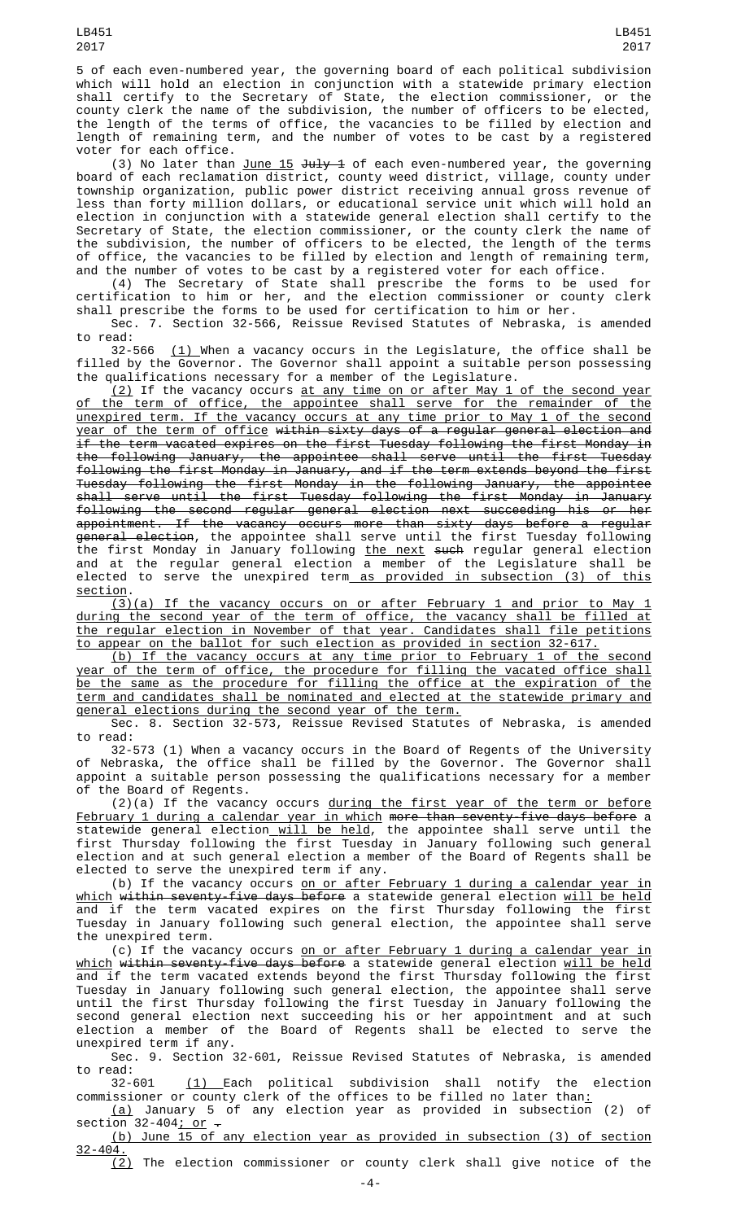5 of each even-numbered year, the governing board of each political subdivision which will hold an election in conjunction with a statewide primary election shall certify to the Secretary of State, the election commissioner, or the county clerk the name of the subdivision, the number of officers to be elected, the length of the terms of office, the vacancies to be filled by election and length of remaining term, and the number of votes to be cast by a registered voter for each office.

(3) No later than June 15 ~~July 1~~ of each even-numbered year, the governing board of each reclamation district, county weed district, village, county under township organization, public power district receiving annual gross revenue of less than forty million dollars, or educational service unit which will hold an election in conjunction with a statewide general election shall certify to the Secretary of State, the election commissioner, or the county clerk the name of the subdivision, the number of officers to be elected, the length of the terms of office, the vacancies to be filled by election and length of remaining term, and the number of votes to be cast by a registered voter for each office.

(4) The Secretary of State shall prescribe the forms to be used for certification to him or her, and the election commissioner or county clerk shall prescribe the forms to be used for certification to him or her.

Sec. 7. Section 32-566, Reissue Revised Statutes of Nebraska, is amended to read:

32-566 (1) When a vacancy occurs in the Legislature, the office shall be filled by the Governor. The Governor shall appoint a suitable person possessing the qualifications necessary for a member of the Legislature.

(2) If the vacancy occurs at any time on or after May 1 of the second year of the term of office, the appointee shall serve for the remainder of the unexpired term. If the vacancy occurs at any time prior to May 1 of the second year of the term of office ~~within sixty days of a regular general election and if the term vacated expires on the first Tuesday following the first Monday in the following January, the appointee shall serve until the first Tuesday following the first Monday in January, and if the term extends beyond the first Tuesday following the first Monday in the following January, the appointee shall serve until the first Tuesday following the first Monday in January following the second regular general election next succeeding his or her appointment. If the vacancy occurs more than sixty days before a regular general election~~, the appointee shall serve until the first Tuesday following the first Monday in January following the next ~~such~~ regular general election and at the regular general election a member of the Legislature shall be elected to serve the unexpired term as provided in subsection (3) of this section.

(3)(a) If the vacancy occurs on or after February 1 and prior to May 1 during the second year of the term of office, the vacancy shall be filled at the regular election in November of that year. Candidates shall file petitions to appear on the ballot for such election as provided in section 32-617.

(b) If the vacancy occurs at any time prior to February 1 of the second year of the term of office, the procedure for filling the vacated office shall be the same as the procedure for filling the office at the expiration of the term and candidates shall be nominated and elected at the statewide primary and general elections during the second year of the term.

Sec. 8. Section 32-573, Reissue Revised Statutes of Nebraska, is amended to read:

32-573 (1) When a vacancy occurs in the Board of Regents of the University of Nebraska, the office shall be filled by the Governor. The Governor shall appoint a suitable person possessing the qualifications necessary for a member of the Board of Regents.

(2)(a) If the vacancy occurs during the first year of the term or before February 1 during a calendar year in which ~~more than seventy-five days before~~ a statewide general election will be held, the appointee shall serve until the first Thursday following the first Tuesday in January following such general election and at such general election a member of the Board of Regents shall be elected to serve the unexpired term if any.

(b) If the vacancy occurs on or after February 1 during a calendar year in which ~~within seventy-five days before~~ a statewide general election will be held and if the term vacated expires on the first Thursday following the first Tuesday in January following such general election, the appointee shall serve the unexpired term.

(c) If the vacancy occurs on or after February 1 during a calendar year in which ~~within seventy-five days before~~ a statewide general election will be held and if the term vacated extends beyond the first Thursday following the first Tuesday in January following such general election, the appointee shall serve until the first Thursday following the first Tuesday in January following the second general election next succeeding his or her appointment and at such election a member of the Board of Regents shall be elected to serve the unexpired term if any.

Sec. 9. Section 32-601, Reissue Revised Statutes of Nebraska, is amended to read:

32-601 (1) Each political subdivision shall notify the election commissioner or county clerk of the offices to be filled no later than:

(a) January 5 of any election year as provided in subsection (2) of section 32-404; or ~~.~~

(b) June 15 of any election year as provided in subsection (3) of section 32-404.

(2) The election commissioner or county clerk shall give notice of the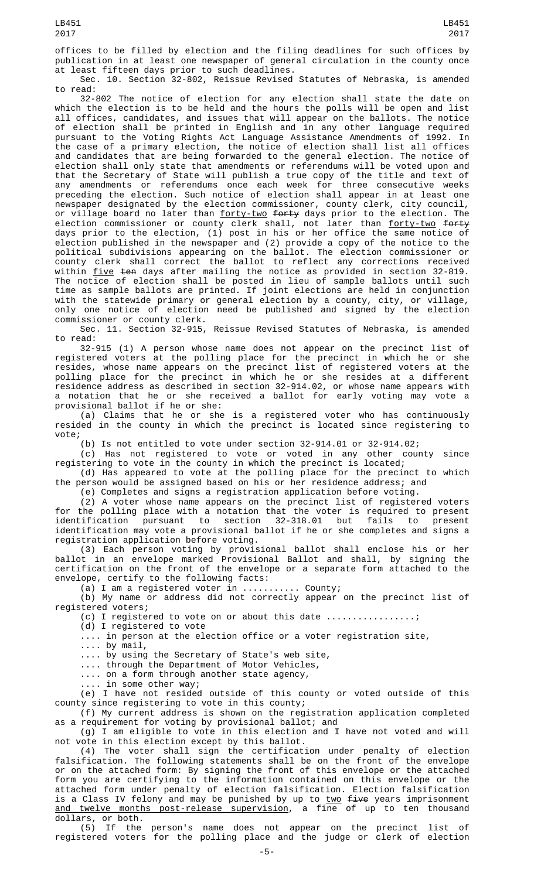offices to be filled by election and the filing deadlines for such offices by publication in at least one newspaper of general circulation in the county once at least fifteen days prior to such deadlines.

Sec. 10. Section 32-802, Reissue Revised Statutes of Nebraska, is amended to read:

32-802 The notice of election for any election shall state the date on which the election is to be held and the hours the polls will be open and list all offices, candidates, and issues that will appear on the ballots. The notice of election shall be printed in English and in any other language required pursuant to the Voting Rights Act Language Assistance Amendments of 1992. In the case of a primary election, the notice of election shall list all offices and candidates that are being forwarded to the general election. The notice of election shall only state that amendments or referendums will be voted upon and that the Secretary of State will publish a true copy of the title and text of any amendments or referendums once each week for three consecutive weeks preceding the election. Such notice of election shall appear in at least one newspaper designated by the election commissioner, county clerk, city council, or village board no later than forty-two ~~forty~~ days prior to the election. The election commissioner or county clerk shall, not later than forty-two ~~forty~~ days prior to the election, (1) post in his or her office the same notice of election published in the newspaper and (2) provide a copy of the notice to the political subdivisions appearing on the ballot. The election commissioner or county clerk shall correct the ballot to reflect any corrections received within five ~~ten~~ days after mailing the notice as provided in section 32-819. The notice of election shall be posted in lieu of sample ballots until such time as sample ballots are printed. If joint elections are held in conjunction with the statewide primary or general election by a county, city, or village, only one notice of election need be published and signed by the election commissioner or county clerk.

Sec. 11. Section 32-915, Reissue Revised Statutes of Nebraska, is amended to read:

32-915 (1) A person whose name does not appear on the precinct list of registered voters at the polling place for the precinct in which he or she resides, whose name appears on the precinct list of registered voters at the polling place for the precinct in which he or she resides at a different residence address as described in section 32-914.02, or whose name appears with a notation that he or she received a ballot for early voting may vote a provisional ballot if he or she:

(a) Claims that he or she is a registered voter who has continuously resided in the county in which the precinct is located since registering to vote;

(b) Is not entitled to vote under section 32-914.01 or 32-914.02;

(c) Has not registered to vote or voted in any other county since registering to vote in the county in which the precinct is located;

(d) Has appeared to vote at the polling place for the precinct to which the person would be assigned based on his or her residence address; and

(e) Completes and signs a registration application before voting.

(2) A voter whose name appears on the precinct list of registered voters for the polling place with a notation that the voter is required to present identification pursuant to section 32-318.01 but fails to present identification may vote a provisional ballot if he or she completes and signs a registration application before voting.

(3) Each person voting by provisional ballot shall enclose his or her ballot in an envelope marked Provisional Ballot and shall, by signing the certification on the front of the envelope or a separate form attached to the envelope, certify to the following facts:

(a) I am a registered voter in .......... County;

(b) My name or address did not correctly appear on the precinct list of registered voters;

(c) I registered to vote on or about this date ................;

(d) I registered to vote

.... in person at the election office or a voter registration site,

.... by mail,

.... by using the Secretary of State's web site,

.... through the Department of Motor Vehicles,

.... on a form through another state agency,

.... in some other way;

(e) I have not resided outside of this county or voted outside of this county since registering to vote in this county;

(f) My current address is shown on the registration application completed as a requirement for voting by provisional ballot; and

(g) I am eligible to vote in this election and I have not voted and will not vote in this election except by this ballot.

(4) The voter shall sign the certification under penalty of election falsification. The following statements shall be on the front of the envelope or on the attached form: By signing the front of this envelope or the attached form you are certifying to the information contained on this envelope or the attached form under penalty of election falsification. Election falsification is a Class IV felony and may be punished by up to two ~~five~~ years imprisonment and twelve months post-release supervision, a fine of up to ten thousand dollars, or both.

(5) If the person's name does not appear on the precinct list of registered voters for the polling place and the judge or clerk of election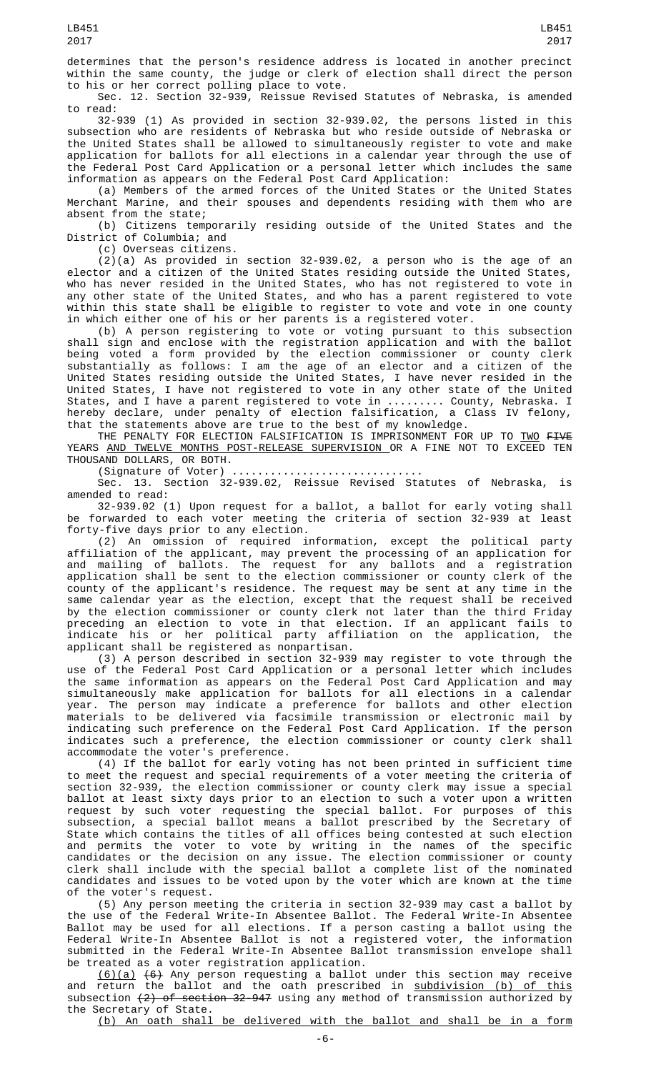determines that the person's residence address is located in another precinct within the same county, the judge or clerk of election shall direct the person to his or her correct polling place to vote.

Sec. 12. Section 32-939, Reissue Revised Statutes of Nebraska, is amended to read:

32-939 (1) As provided in section 32-939.02, the persons listed in this subsection who are residents of Nebraska but who reside outside of Nebraska or the United States shall be allowed to simultaneously register to vote and make application for ballots for all elections in a calendar year through the use of the Federal Post Card Application or a personal letter which includes the same information as appears on the Federal Post Card Application:

(a) Members of the armed forces of the United States or the United States Merchant Marine, and their spouses and dependents residing with them who are absent from the state;

(b) Citizens temporarily residing outside of the United States and the District of Columbia; and

(c) Overseas citizens.

(2)(a) As provided in section 32-939.02, a person who is the age of an elector and a citizen of the United States residing outside the United States, who has never resided in the United States, who has not registered to vote in any other state of the United States, and who has a parent registered to vote within this state shall be eligible to register to vote and vote in one county in which either one of his or her parents is a registered voter.

(b) A person registering to vote or voting pursuant to this subsection shall sign and enclose with the registration application and with the ballot being voted a form provided by the election commissioner or county clerk substantially as follows: I am the age of an elector and a citizen of the United States residing outside the United States, I have never resided in the United States, I have not registered to vote in any other state of the United States, and I have a parent registered to vote in ......... County, Nebraska. I hereby declare, under penalty of election falsification, a Class IV felony, that the statements above are true to the best of my knowledge.

THE PENALTY FOR ELECTION FALSIFICATION IS IMPRISONMENT FOR UP TO <u>TWO</u> ~~FIVE~~ YEARS <u>AND TWELVE MONTHS POST-RELEASE SUPERVISION</u> OR A FINE NOT TO EXCEED TEN THOUSAND DOLLARS, OR BOTH.

(Signature of Voter) .............................

Sec. 13. Section 32-939.02, Reissue Revised Statutes of Nebraska, is amended to read:

32-939.02 (1) Upon request for a ballot, a ballot for early voting shall be forwarded to each voter meeting the criteria of section 32-939 at least forty-five days prior to any election.

(2) An omission of required information, except the political party affiliation of the applicant, may prevent the processing of an application for and mailing of ballots. The request for any ballots and a registration application shall be sent to the election commissioner or county clerk of the county of the applicant's residence. The request may be sent at any time in the same calendar year as the election, except that the request shall be received by the election commissioner or county clerk not later than the third Friday preceding an election to vote in that election. If an applicant fails to indicate his or her political party affiliation on the application, the applicant shall be registered as nonpartisan.

(3) A person described in section 32-939 may register to vote through the use of the Federal Post Card Application or a personal letter which includes the same information as appears on the Federal Post Card Application and may simultaneously make application for ballots for all elections in a calendar year. The person may indicate a preference for ballots and other election materials to be delivered via facsimile transmission or electronic mail by indicating such preference on the Federal Post Card Application. If the person indicates such a preference, the election commissioner or county clerk shall accommodate the voter's preference.

(4) If the ballot for early voting has not been printed in sufficient time to meet the request and special requirements of a voter meeting the criteria of section 32-939, the election commissioner or county clerk may issue a special ballot at least sixty days prior to an election to such a voter upon a written request by such voter requesting the special ballot. For purposes of this subsection, a special ballot means a ballot prescribed by the Secretary of State which contains the titles of all offices being contested at such election and permits the voter to vote by writing in the names of the specific candidates or the decision on any issue. The election commissioner or county clerk shall include with the special ballot a complete list of the nominated candidates and issues to be voted upon by the voter which are known at the time of the voter's request.

(5) Any person meeting the criteria in section 32-939 may cast a ballot by the use of the Federal Write-In Absentee Ballot. The Federal Write-In Absentee Ballot may be used for all elections. If a person casting a ballot using the Federal Write-In Absentee Ballot is not a registered voter, the information submitted in the Federal Write-In Absentee Ballot transmission envelope shall be treated as a voter registration application.

<u>(6)(a)</u> ~~(6)~~ Any person requesting a ballot under this section may receive and return the ballot and the oath prescribed in <u>subdivision (b) of this</u> subsection ~~(2) of section 32-947~~ using any method of transmission authorized by the Secretary of State.

<u>(b) An oath shall be delivered with the ballot and shall be in a form</u>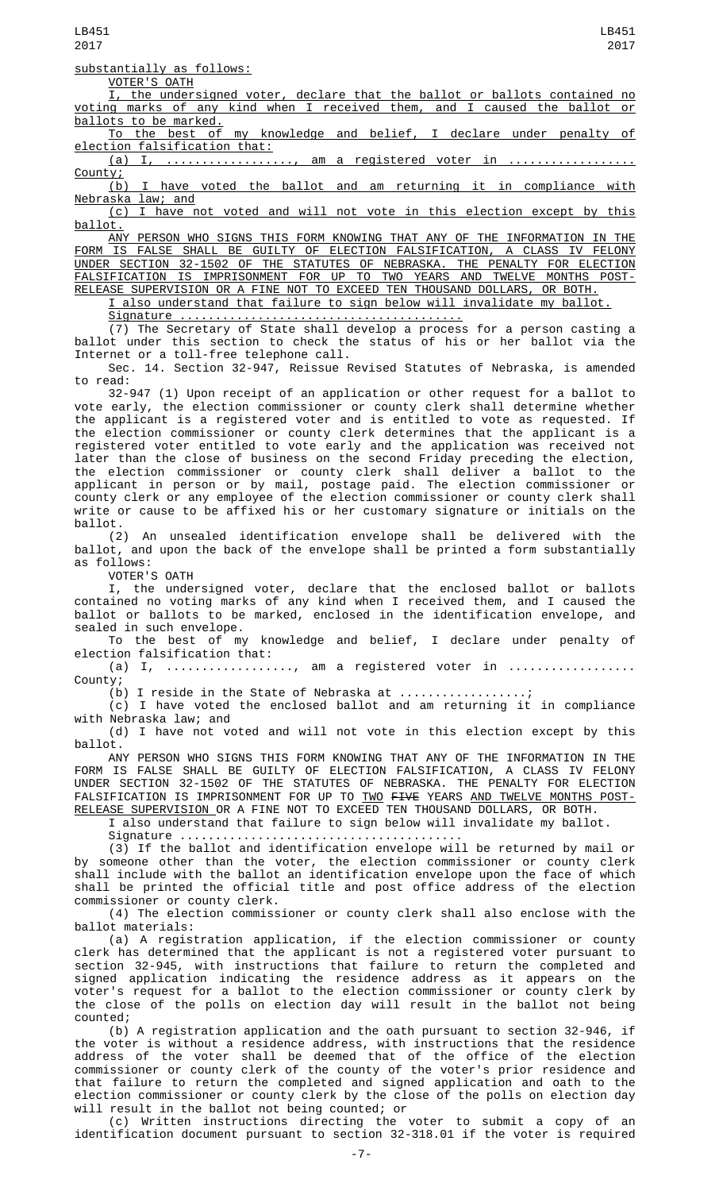substantially as follows:

VOTER'S OATH

I, the undersigned voter, declare that the ballot or ballots contained no voting marks of any kind when I received them, and I caused the ballot or ballots to be marked.

To the best of my knowledge and belief, I declare under penalty of election falsification that:

(a) I, .................., am a registered voter in .................. County;

(b) I have voted the ballot and am returning it in compliance with Nebraska law; and

(c) I have not voted and will not vote in this election except by this ballot.

ANY PERSON WHO SIGNS THIS FORM KNOWING THAT ANY OF THE INFORMATION IN THE FORM IS FALSE SHALL BE GUILTY OF ELECTION FALSIFICATION, A CLASS IV FELONY UNDER SECTION 32-1502 OF THE STATUTES OF NEBRASKA. THE PENALTY FOR ELECTION FALSIFICATION IS IMPRISONMENT FOR UP TO TWO YEARS AND TWELVE MONTHS POST-RELEASE SUPERVISION OR A FINE NOT TO EXCEED TEN THOUSAND DOLLARS, OR BOTH.

I also understand that failure to sign below will invalidate my ballot.

Signature ........................................

(7) The Secretary of State shall develop a process for a person casting a ballot under this section to check the status of his or her ballot via the Internet or a toll-free telephone call.

Sec. 14. Section 32-947, Reissue Revised Statutes of Nebraska, is amended to read:

32-947 (1) Upon receipt of an application or other request for a ballot to vote early, the election commissioner or county clerk shall determine whether the applicant is a registered voter and is entitled to vote as requested. If the election commissioner or county clerk determines that the applicant is a registered voter entitled to vote early and the application was received not later than the close of business on the second Friday preceding the election, the election commissioner or county clerk shall deliver a ballot to the applicant in person or by mail, postage paid. The election commissioner or county clerk or any employee of the election commissioner or county clerk shall write or cause to be affixed his or her customary signature or initials on the ballot.

(2) An unsealed identification envelope shall be delivered with the ballot, and upon the back of the envelope shall be printed a form substantially as follows:

VOTER'S OATH

I, the undersigned voter, declare that the enclosed ballot or ballots contained no voting marks of any kind when I received them, and I caused the ballot or ballots to be marked, enclosed in the identification envelope, and sealed in such envelope.

To the best of my knowledge and belief, I declare under penalty of election falsification that:

(a) I, .................., am a registered voter in .................. County;

(b) I reside in the State of Nebraska at ..................;

(c) I have voted the enclosed ballot and am returning it in compliance with Nebraska law; and

(d) I have not voted and will not vote in this election except by this ballot.

ANY PERSON WHO SIGNS THIS FORM KNOWING THAT ANY OF THE INFORMATION IN THE FORM IS FALSE SHALL BE GUILTY OF ELECTION FALSIFICATION, A CLASS IV FELONY UNDER SECTION 32-1502 OF THE STATUTES OF NEBRASKA. THE PENALTY FOR ELECTION FALSIFICATION IS IMPRISONMENT FOR UP TO TWO ~~FIVE~~ YEARS AND TWELVE MONTHS POST-RELEASE SUPERVISION OR A FINE NOT TO EXCEED TEN THOUSAND DOLLARS, OR BOTH.

I also understand that failure to sign below will invalidate my ballot.

Signature ........................................

(3) If the ballot and identification envelope will be returned by mail or by someone other than the voter, the election commissioner or county clerk shall include with the ballot an identification envelope upon the face of which shall be printed the official title and post office address of the election commissioner or county clerk.

(4) The election commissioner or county clerk shall also enclose with the ballot materials:

(a) A registration application, if the election commissioner or county clerk has determined that the applicant is not a registered voter pursuant to section 32-945, with instructions that failure to return the completed and signed application indicating the residence address as it appears on the voter's request for a ballot to the election commissioner or county clerk by the close of the polls on election day will result in the ballot not being counted;

(b) A registration application and the oath pursuant to section 32-946, if the voter is without a residence address, with instructions that the residence address of the voter shall be deemed that of the office of the election commissioner or county clerk of the county of the voter's prior residence and that failure to return the completed and signed application and oath to the election commissioner or county clerk by the close of the polls on election day will result in the ballot not being counted; or

(c) Written instructions directing the voter to submit a copy of an identification document pursuant to section 32-318.01 if the voter is required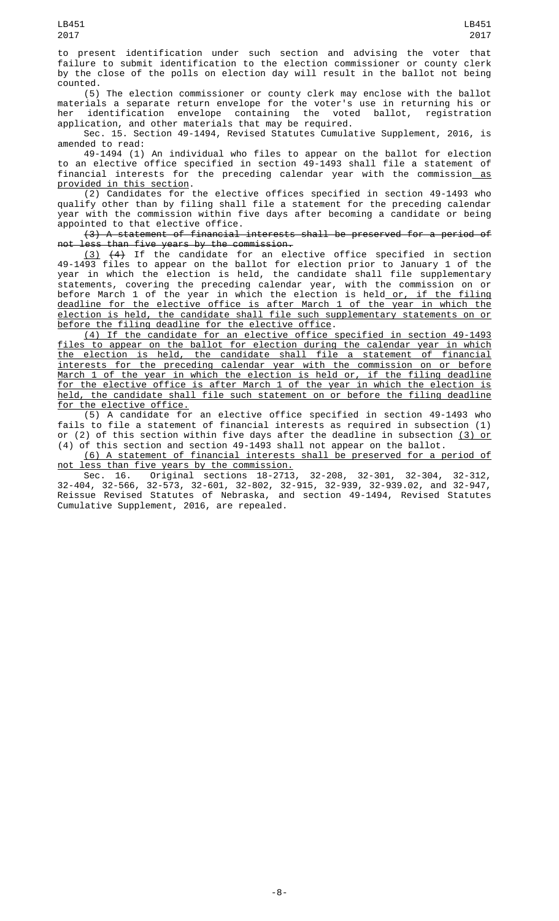to present identification under such section and advising the voter that failure to submit identification to the election commissioner or county clerk by the close of the polls on election day will result in the ballot not being counted.

(5) The election commissioner or county clerk may enclose with the ballot materials a separate return envelope for the voter's use in returning his or her identification envelope containing the voted ballot, registration application, and other materials that may be required.

Sec. 15. Section 49-1494, Revised Statutes Cumulative Supplement, 2016, is amended to read:

49-1494 (1) An individual who files to appear on the ballot for election to an elective office specified in section 49-1493 shall file a statement of financial interests for the preceding calendar year with the commission as provided in this section.

(2) Candidates for the elective offices specified in section 49-1493 who qualify other than by filing shall file a statement for the preceding calendar year with the commission within five days after becoming a candidate or being appointed to that elective office.

~~(3) A statement of financial interests shall be preserved for a period of not less than five years by the commission.~~

(3) ~~(4)~~ If the candidate for an elective office specified in section 49-1493 files to appear on the ballot for election prior to January 1 of the year in which the election is held, the candidate shall file supplementary statements, covering the preceding calendar year, with the commission on or before March 1 of the year in which the election is held or, if the filing deadline for the elective office is after March 1 of the year in which the election is held, the candidate shall file such supplementary statements on or before the filing deadline for the elective office.

(4) If the candidate for an elective office specified in section 49-1493 files to appear on the ballot for election during the calendar year in which the election is held, the candidate shall file a statement of financial interests for the preceding calendar year with the commission on or before March 1 of the year in which the election is held or, if the filing deadline for the elective office is after March 1 of the year in which the election is held, the candidate shall file such statement on or before the filing deadline for the elective office.

(5) A candidate for an elective office specified in section 49-1493 who fails to file a statement of financial interests as required in subsection (1) or (2) of this section within five days after the deadline in subsection (3) or (4) of this section and section 49-1493 shall not appear on the ballot.

(6) A statement of financial interests shall be preserved for a period of not less than five years by the commission.

Sec. 16. Original sections 18-2713, 32-208, 32-301, 32-304, 32-312, 32-404, 32-566, 32-573, 32-601, 32-802, 32-915, 32-939, 32-939.02, and 32-947, Reissue Revised Statutes of Nebraska, and section 49-1494, Revised Statutes Cumulative Supplement, 2016, are repealed.